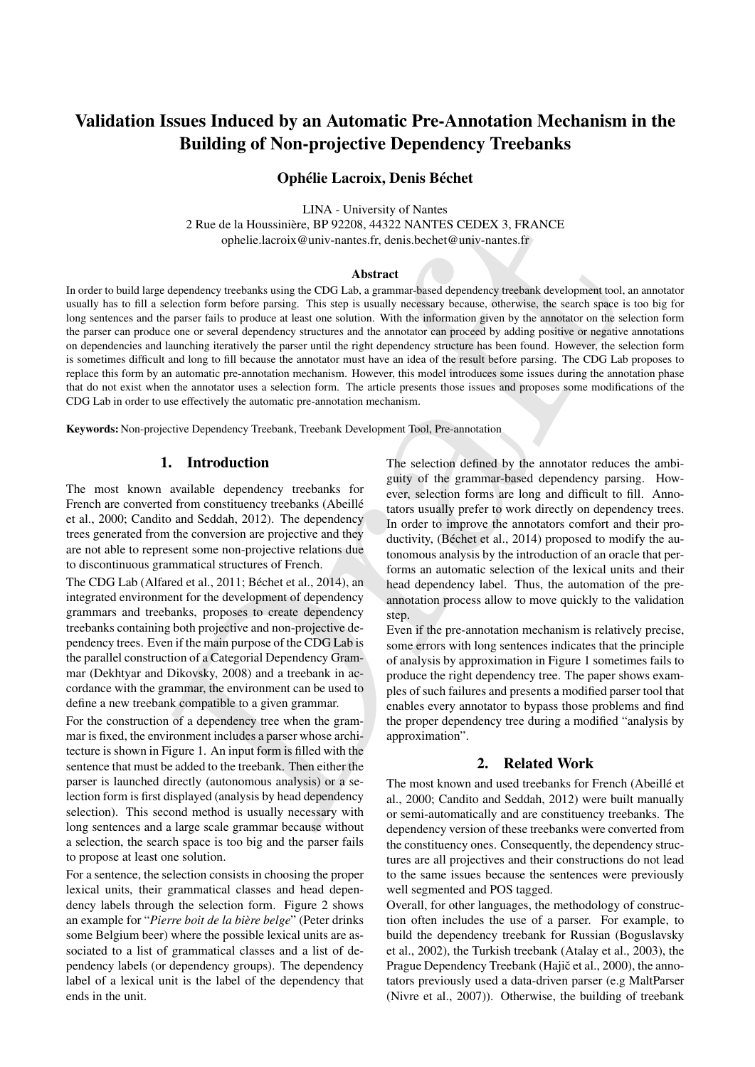# Validation Issues Induced by an Automatic Pre-Annotation Mechanism in the Building of Non-projective Dependency Treebanks

**Ophélie Lacroix, Denis Béchet**

LINA - University of Nantes
2 Rue de la Houssinière, BP 92208, 44322 NANTES CEDEX 3, FRANCE
ophelie.lacroix@univ-nantes.fr, denis.bechet@univ-nantes.fr

### Abstract

In order to build large dependency treebanks using the CDG Lab, a grammar-based dependency treebank development tool, an annotator usually has to fill a selection form before parsing. This step is usually necessary because, otherwise, the search space is too big for long sentences and the parser fails to produce at least one solution. With the information given by the annotator on the selection form the parser can produce one or several dependency structures and the annotator can proceed by adding positive or negative annotations on dependencies and launching iteratively the parser until the right dependency structure has been found. However, the selection form is sometimes difficult and long to fill because the annotator must have an idea of the result before parsing. The CDG Lab proposes to replace this form by an automatic pre-annotation mechanism. However, this model introduces some issues during the annotation phase that do not exist when the annotator uses a selection form. The article presents those issues and proposes some modifications of the CDG Lab in order to use effectively the automatic pre-annotation mechanism.

**Keywords:** Non-projective Dependency Treebank, Treebank Development Tool, Pre-annotation

## 1. Introduction

The most known available dependency treebanks for French are converted from constituency treebanks (Abeillé et al., 2000; Candito and Seddah, 2012). The dependency trees generated from the conversion are projective and they are not able to represent some non-projective relations due to discontinuous grammatical structures of French.

The CDG Lab (Alfared et al., 2011; Béchet et al., 2014), an integrated environment for the development of dependency grammars and treebanks, proposes to create dependency treebanks containing both projective and non-projective dependency trees. Even if the main purpose of the CDG Lab is the parallel construction of a Categorial Dependency Grammar (Dekhtyar and Dikovsky, 2008) and a treebank in accordance with the grammar, the environment can be used to define a new treebank compatible to a given grammar.

For the construction of a dependency tree when the grammar is fixed, the environment includes a parser whose architecture is shown in Figure 1. An input form is filled with the sentence that must be added to the treebank. Then either the parser is launched directly (autonomous analysis) or a selection form is first displayed (analysis by head dependency selection). This second method is usually necessary with long sentences and a large scale grammar because without a selection, the search space is too big and the parser fails to propose at least one solution.

For a sentence, the selection consists in choosing the proper lexical units, their grammatical classes and head dependency labels through the selection form. Figure 2 shows an example for "*Pierre boit de la bière belge*" (Peter drinks some Belgium beer) where the possible lexical units are associated to a list of grammatical classes and a list of dependency labels (or dependency groups). The dependency label of a lexical unit is the label of the dependency that ends in the unit.

The selection defined by the annotator reduces the ambiguity of the grammar-based dependency parsing. However, selection forms are long and difficult to fill. Annotators usually prefer to work directly on dependency trees. In order to improve the annotators comfort and their productivity, (Béchet et al., 2014) proposed to modify the autonomous analysis by the introduction of an oracle that performs an automatic selection of the lexical units and their head dependency label. Thus, the automation of the pre-annotation process allow to move quickly to the validation step.

Even if the pre-annotation mechanism is relatively precise, some errors with long sentences indicates that the principle of analysis by approximation in Figure 1 sometimes fails to produce the right dependency tree. The paper shows examples of such failures and presents a modified parser tool that enables every annotator to bypass those problems and find the proper dependency tree during a modified "analysis by approximation".

## 2. Related Work

The most known and used treebanks for French (Abeillé et al., 2000; Candito and Seddah, 2012) were built manually or semi-automatically and are constituency treebanks. The dependency version of these treebanks were converted from the constituency ones. Consequently, the dependency structures are all projectives and their constructions do not lead to the same issues because the sentences were previously well segmented and POS tagged.

Overall, for other languages, the methodology of construction often includes the use of a parser. For example, to build the dependency treebank for Russian (Boguslavsky et al., 2002), the Turkish treebank (Atalay et al., 2003), the Prague Dependency Treebank (Hajič et al., 2000), the annotators previously used a data-driven parser (e.g MaltParser (Nivre et al., 2007)). Otherwise, the building of treebank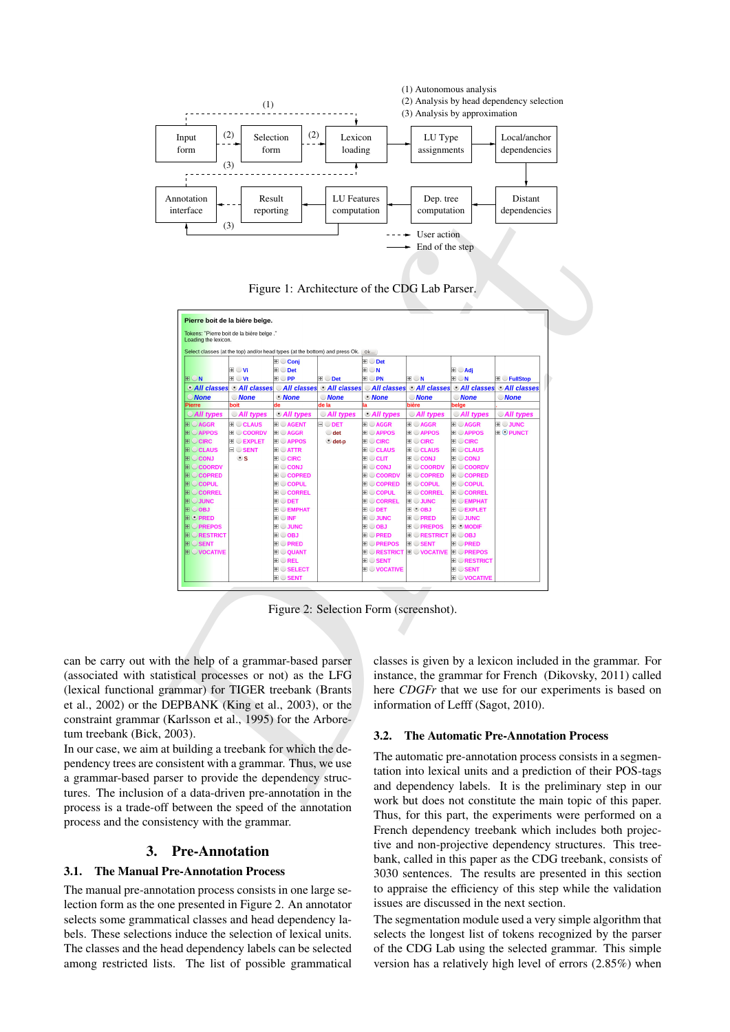Figure 1: Architecture of the CDG Lab Parser.

Figure 2: Selection Form (screenshot).

can be carry out with the help of a grammar-based parser (associated with statistical processes or not) as the LFG (lexical functional grammar) for TIGER treebank (Brants et al., 2002) or the DEPBANK (King et al., 2003), or the constraint grammar (Karlsson et al., 1995) for the Arboretum treebank (Bick, 2003).

In our case, we aim at building a treebank for which the dependency trees are consistent with a grammar. Thus, we use a grammar-based parser to provide the dependency structures. The inclusion of a data-driven pre-annotation in the process is a trade-off between the speed of the annotation process and the consistency with the grammar.

## 3. Pre-Annotation

### 3.1. The Manual Pre-Annotation Process

The manual pre-annotation process consists in one large selection form as the one presented in Figure 2. An annotator selects some grammatical classes and head dependency labels. These selections induce the selection of lexical units. The classes and the head dependency labels can be selected among restricted lists. The list of possible grammatical classes is given by a lexicon included in the grammar. For instance, the grammar for French (Dikovsky, 2011) called here *CDGFr* that we use for our experiments is based on information of Lefff (Sagot, 2010).

### 3.2. The Automatic Pre-Annotation Process

The automatic pre-annotation process consists in a segmentation into lexical units and a prediction of their POS-tags and dependency labels. It is the preliminary step in our work but does not constitute the main topic of this paper. Thus, for this part, the experiments were performed on a French dependency treebank which includes both projective and non-projective dependency structures. This treebank, called in this paper as the CDG treebank, consists of 3030 sentences. The results are presented in this section to appraise the efficiency of this step while the validation issues are discussed in the next section.

The segmentation module used a very simple algorithm that selects the longest list of tokens recognized by the parser of the CDG Lab using the selected grammar. This simple version has a relatively high level of errors (2.85%) when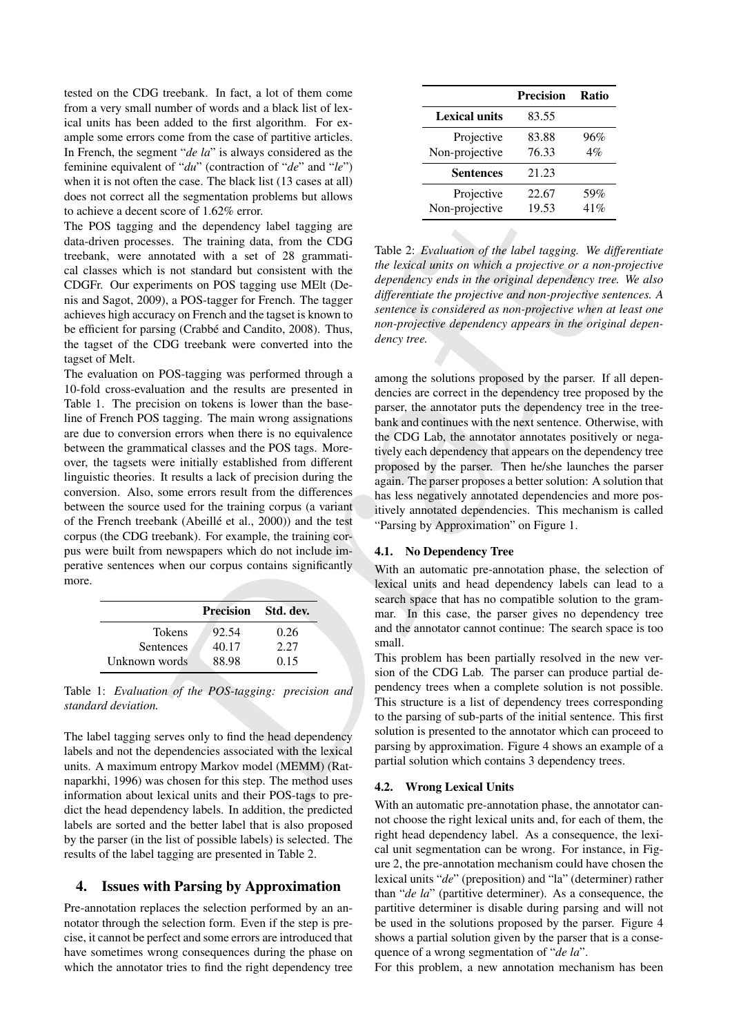tested on the CDG treebank. In fact, a lot of them come from a very small number of words and a black list of lexical units has been added to the first algorithm. For example some errors come from the case of partitive articles. In French, the segment "*de la*" is always considered as the feminine equivalent of "*du*" (contraction of "*de*" and "*le*") when it is not often the case. The black list (13 cases at all) does not correct all the segmentation problems but allows to achieve a decent score of 1.62% error.

The POS tagging and the dependency label tagging are data-driven processes. The training data, from the CDG treebank, were annotated with a set of 28 grammatical classes which is not standard but consistent with the CDGFr. Our experiments on POS tagging use MElt (Denis and Sagot, 2009), a POS-tagger for French. The tagger achieves high accuracy on French and the tagset is known to be efficient for parsing (Crabbé and Candito, 2008). Thus, the tagset of the CDG treebank were converted into the tagset of Melt.

The evaluation on POS-tagging was performed through a 10-fold cross-evaluation and the results are presented in Table 1. The precision on tokens is lower than the baseline of French POS tagging. The main wrong assignations are due to conversion errors when there is no equivalence between the grammatical classes and the POS tags. Moreover, the tagsets were initially established from different linguistic theories. It results a lack of precision during the conversion. Also, some errors result from the differences between the source used for the training corpus (a variant of the French treebank (Abeillé et al., 2000)) and the test corpus (the CDG treebank). For example, the training corpus were built from newspapers which do not include imperative sentences when our corpus contains significantly more.

| | Precision | Std. dev. |
|---|---|---|
| Tokens | 92.54 | 0.26 |
| Sentences | 40.17 | 2.27 |
| Unknown words | 88.98 | 0.15 |

Table 1: *Evaluation of the POS-tagging: precision and standard deviation.*

The label tagging serves only to find the head dependency labels and not the dependencies associated with the lexical units. A maximum entropy Markov model (MEMM) (Ratnaparkhi, 1996) was chosen for this step. The method uses information about lexical units and their POS-tags to predict the head dependency labels. In addition, the predicted labels are sorted and the better label that is also proposed by the parser (in the list of possible labels) is selected. The results of the label tagging are presented in Table 2.

| | Precision | Ratio |
|---|---|---|
| **Lexical units** | 83.55 | |
| Projective | 83.88 | 96% |
| Non-projective | 76.33 | 4% |
| **Sentences** | 21.23 | |
| Projective | 22.67 | 59% |
| Non-projective | 19.53 | 41% |

Table 2: *Evaluation of the label tagging. We differentiate the lexical units on which a projective or a non-projective dependency ends in the original dependency tree. We also differentiate the projective and non-projective sentences. A sentence is considered as non-projective when at least one non-projective dependency appears in the original dependency tree.*

## 4. Issues with Parsing by Approximation

Pre-annotation replaces the selection performed by an annotator through the selection form. Even if the step is precise, it cannot be perfect and some errors are introduced that have sometimes wrong consequences during the phase on which the annotator tries to find the right dependency tree among the solutions proposed by the parser. If all dependencies are correct in the dependency tree proposed by the parser, the annotator puts the dependency tree in the treebank and continues with the next sentence. Otherwise, with the CDG Lab, the annotator annotates positively or negatively each dependency that appears on the dependency tree proposed by the parser. Then he/she launches the parser again. The parser proposes a better solution: A solution that has less negatively annotated dependencies and more positively annotated dependencies. This mechanism is called "Parsing by Approximation" on Figure 1.

### 4.1. No Dependency Tree

With an automatic pre-annotation phase, the selection of lexical units and head dependency labels can lead to a search space that has no compatible solution to the grammar. In this case, the parser gives no dependency tree and the annotator cannot continue: The search space is too small.

This problem has been partially resolved in the new version of the CDG Lab. The parser can produce partial dependency trees when a complete solution is not possible. This structure is a list of dependency trees corresponding to the parsing of sub-parts of the initial sentence. This first solution is presented to the annotator which can proceed to parsing by approximation. Figure 4 shows an example of a partial solution which contains 3 dependency trees.

### 4.2. Wrong Lexical Units

With an automatic pre-annotation phase, the annotator cannot choose the right lexical units and, for each of them, the right head dependency label. As a consequence, the lexical unit segmentation can be wrong. For instance, in Figure 2, the pre-annotation mechanism could have chosen the lexical units "*de*" (preposition) and "la" (determiner) rather than "*de la*" (partitive determiner). As a consequence, the partitive determiner is disable during parsing and will not be used in the solutions proposed by the parser. Figure 4 shows a partial solution given by the parser that is a consequence of a wrong segmentation of "*de la*".

For this problem, a new annotation mechanism has been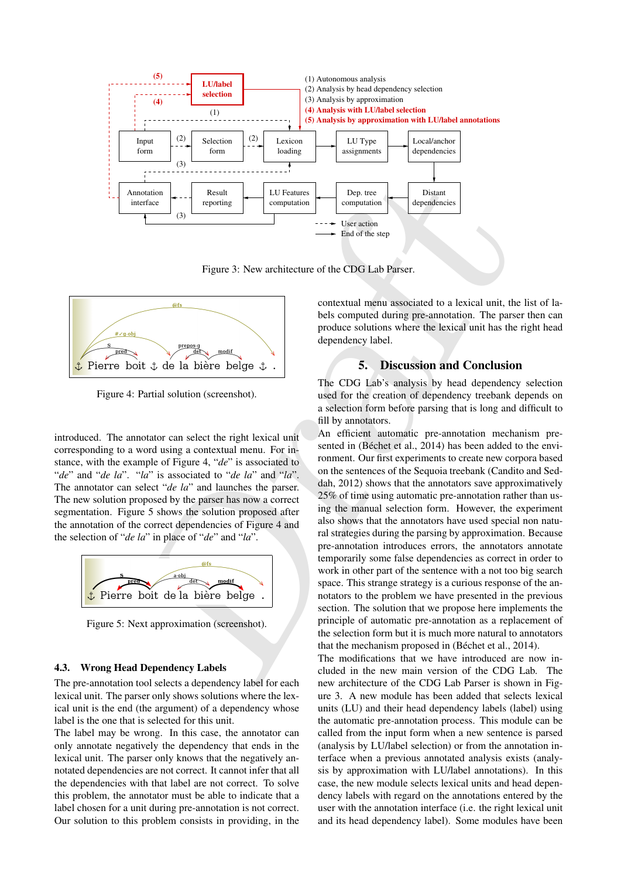Figure 3: New architecture of the CDG Lab Parser.

Figure 4: Partial solution (screenshot).

introduced. The annotator can select the right lexical unit corresponding to a word using a contextual menu. For instance, with the example of Figure 4, "*de*" is associated to "*de*" and "*de la*". "*la*" is associated to "*de la*" and "*la*". The annotator can select "*de la*" and launches the parser. The new solution proposed by the parser has now a correct segmentation. Figure 5 shows the solution proposed after the annotation of the correct dependencies of Figure 4 and the selection of "*de la*" in place of "*de*" and "*la*".

Figure 5: Next approximation (screenshot).

### 4.3. Wrong Head Dependency Labels

The pre-annotation tool selects a dependency label for each lexical unit. The parser only shows solutions where the lexical unit is the end (the argument) of a dependency whose label is the one that is selected for this unit.

The label may be wrong. In this case, the annotator can only annotate negatively the dependency that ends in the lexical unit. The parser only knows that the negatively annotated dependencies are not correct. It cannot infer that all the dependencies with that label are not correct. To solve this problem, the annotator must be able to indicate that a label chosen for a unit during pre-annotation is not correct. Our solution to this problem consists in providing, in the contextual menu associated to a lexical unit, the list of labels computed during pre-annotation. The parser then can produce solutions where the lexical unit has the right head dependency label.

## 5. Discussion and Conclusion

The CDG Lab's analysis by head dependency selection used for the creation of dependency treebank depends on a selection form before parsing that is long and difficult to fill by annotators.

An efficient automatic pre-annotation mechanism presented in (Béchet et al., 2014) has been added to the environment. Our first experiments to create new corpora based on the sentences of the Sequoia treebank (Candito and Seddah, 2012) shows that the annotators save approximatively 25% of time using automatic pre-annotation rather than using the manual selection form. However, the experiment also shows that the annotators have used special non natural strategies during the parsing by approximation. Because pre-annotation introduces errors, the annotators annotate temporarily some false dependencies as correct in order to work in other part of the sentence with a not too big search space. This strange strategy is a curious response of the annotators to the problem we have presented in the previous section. The solution that we propose here implements the principle of automatic pre-annotation as a replacement of the selection form but it is much more natural to annotators that the mechanism proposed in (Béchet et al., 2014).

The modifications that we have introduced are now included in the new main version of the CDG Lab. The new architecture of the CDG Lab Parser is shown in Figure 3. A new module has been added that selects lexical units (LU) and their head dependency labels (label) using the automatic pre-annotation process. This module can be called from the input form when a new sentence is parsed (analysis by LU/label selection) or from the annotation interface when a previous annotated analysis exists (analysis by approximation with LU/label annotations). In this case, the new module selects lexical units and head dependency labels with regard on the annotations entered by the user with the annotation interface (i.e. the right lexical unit and its head dependency label). Some modules have been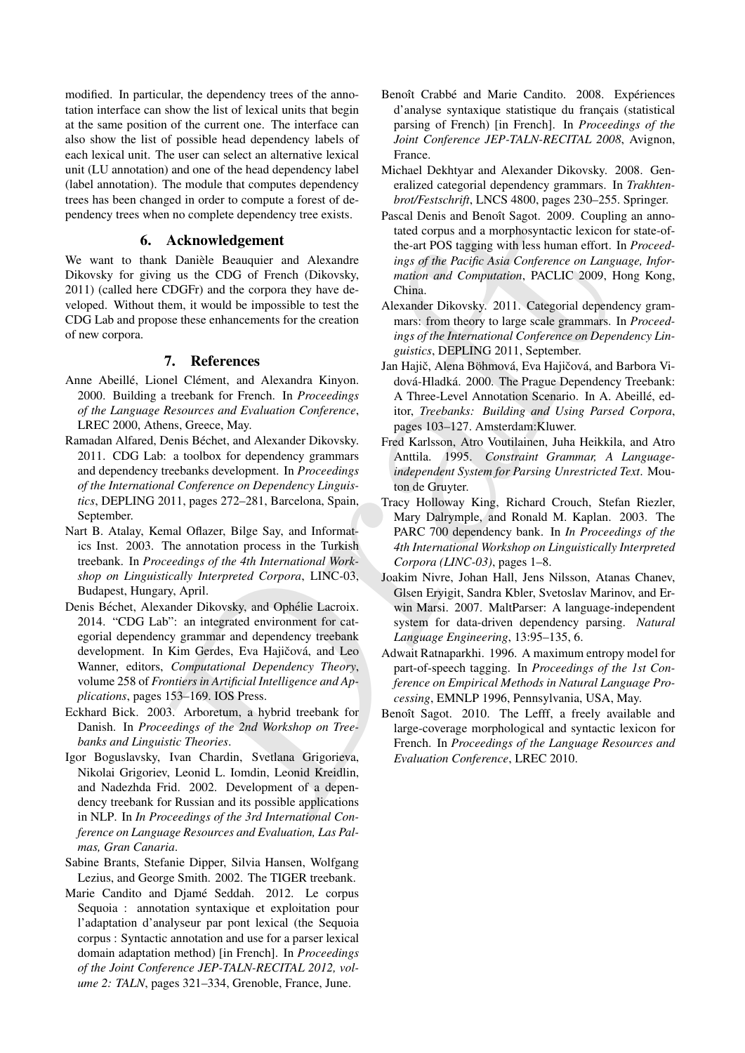modified. In particular, the dependency trees of the annotation interface can show the list of lexical units that begin at the same position of the current one. The interface can also show the list of possible head dependency labels of each lexical unit. The user can select an alternative lexical unit (LU annotation) and one of the head dependency label (label annotation). The module that computes dependency trees has been changed in order to compute a forest of dependency trees when no complete dependency tree exists.

## 6. Acknowledgement

We want to thank Danièle Beauquier and Alexandre Dikovsky for giving us the CDG of French (Dikovsky, 2011) (called here CDGFr) and the corpora they have developed. Without them, it would be impossible to test the CDG Lab and propose these enhancements for the creation of new corpora.

## 7. References

Anne Abeillé, Lionel Clément, and Alexandra Kinyon. 2000. Building a treebank for French. In *Proceedings of the Language Resources and Evaluation Conference*, LREC 2000, Athens, Greece, May.

Ramadan Alfared, Denis Béchet, and Alexander Dikovsky. 2011. CDG Lab: a toolbox for dependency grammars and dependency treebanks development. In *Proceedings of the International Conference on Dependency Linguistics*, DEPLING 2011, pages 272–281, Barcelona, Spain, September.

Nart B. Atalay, Kemal Oflazer, Bilge Say, and Informatics Inst. 2003. The annotation process in the Turkish treebank. In *Proceedings of the 4th International Workshop on Linguistically Interpreted Corpora*, LINC-03, Budapest, Hungary, April.

Denis Béchet, Alexander Dikovsky, and Ophélie Lacroix. 2014. "CDG Lab": an integrated environment for categorial dependency grammar and dependency treebank development. In Kim Gerdes, Eva Hajičová, and Leo Wanner, editors, *Computational Dependency Theory*, volume 258 of *Frontiers in Artificial Intelligence and Applications*, pages 153–169. IOS Press.

Eckhard Bick. 2003. Arboretum, a hybrid treebank for Danish. In *Proceedings of the 2nd Workshop on Treebanks and Linguistic Theories*.

Igor Boguslavsky, Ivan Chardin, Svetlana Grigorieva, Nikolai Grigoriev, Leonid L. Iomdin, Leonid Kreidlin, and Nadezhda Frid. 2002. Development of a dependency treebank for Russian and its possible applications in NLP. In *In Proceedings of the 3rd International Conference on Language Resources and Evaluation, Las Palmas, Gran Canaria*.

Sabine Brants, Stefanie Dipper, Silvia Hansen, Wolfgang Lezius, and George Smith. 2002. The TIGER treebank.

Marie Candito and Djamé Seddah. 2012. Le corpus Sequoia : annotation syntaxique et exploitation pour l'adaptation d'analyseur par pont lexical (the Sequoia corpus : Syntactic annotation and use for a parser lexical domain adaptation method) [in French]. In *Proceedings of the Joint Conference JEP-TALN-RECITAL 2012, volume 2: TALN*, pages 321–334, Grenoble, France, June.

Benoît Crabbé and Marie Candito. 2008. Expériences d'analyse syntaxique statistique du français (statistical parsing of French) [in French]. In *Proceedings of the Joint Conference JEP-TALN-RECITAL 2008*, Avignon, France.

Michael Dekhtyar and Alexander Dikovsky. 2008. Generalized categorial dependency grammars. In *Trakhtenbrot/Festschrift*, LNCS 4800, pages 230–255. Springer.

Pascal Denis and Benoît Sagot. 2009. Coupling an annotated corpus and a morphosyntactic lexicon for state-of-the-art POS tagging with less human effort. In *Proceedings of the Pacific Asia Conference on Language, Information and Computation*, PACLIC 2009, Hong Kong, China.

Alexander Dikovsky. 2011. Categorial dependency grammars: from theory to large scale grammars. In *Proceedings of the International Conference on Dependency Linguistics*, DEPLING 2011, September.

Jan Hajič, Alena Böhmová, Eva Hajičová, and Barbora Vidová-Hladká. 2000. The Prague Dependency Treebank: A Three-Level Annotation Scenario. In A. Abeillé, editor, *Treebanks: Building and Using Parsed Corpora*, pages 103–127. Amsterdam:Kluwer.

Fred Karlsson, Atro Voutilainen, Juha Heikkila, and Atro Anttila. 1995. *Constraint Grammar, A Language-independent System for Parsing Unrestricted Text*. Mouton de Gruyter.

Tracy Holloway King, Richard Crouch, Stefan Riezler, Mary Dalrymple, and Ronald M. Kaplan. 2003. The PARC 700 dependency bank. In *In Proceedings of the 4th International Workshop on Linguistically Interpreted Corpora (LINC-03)*, pages 1–8.

Joakim Nivre, Johan Hall, Jens Nilsson, Atanas Chanev, Glsen Eryigit, Sandra Kbler, Svetoslav Marinov, and Erwin Marsi. 2007. MaltParser: A language-independent system for data-driven dependency parsing. *Natural Language Engineering*, 13:95–135, 6.

Adwait Ratnaparkhi. 1996. A maximum entropy model for part-of-speech tagging. In *Proceedings of the 1st Conference on Empirical Methods in Natural Language Processing*, EMNLP 1996, Pennsylvania, USA, May.

Benoît Sagot. 2010. The Lefff, a freely available and large-coverage morphological and syntactic lexicon for French. In *Proceedings of the Language Resources and Evaluation Conference*, LREC 2010.